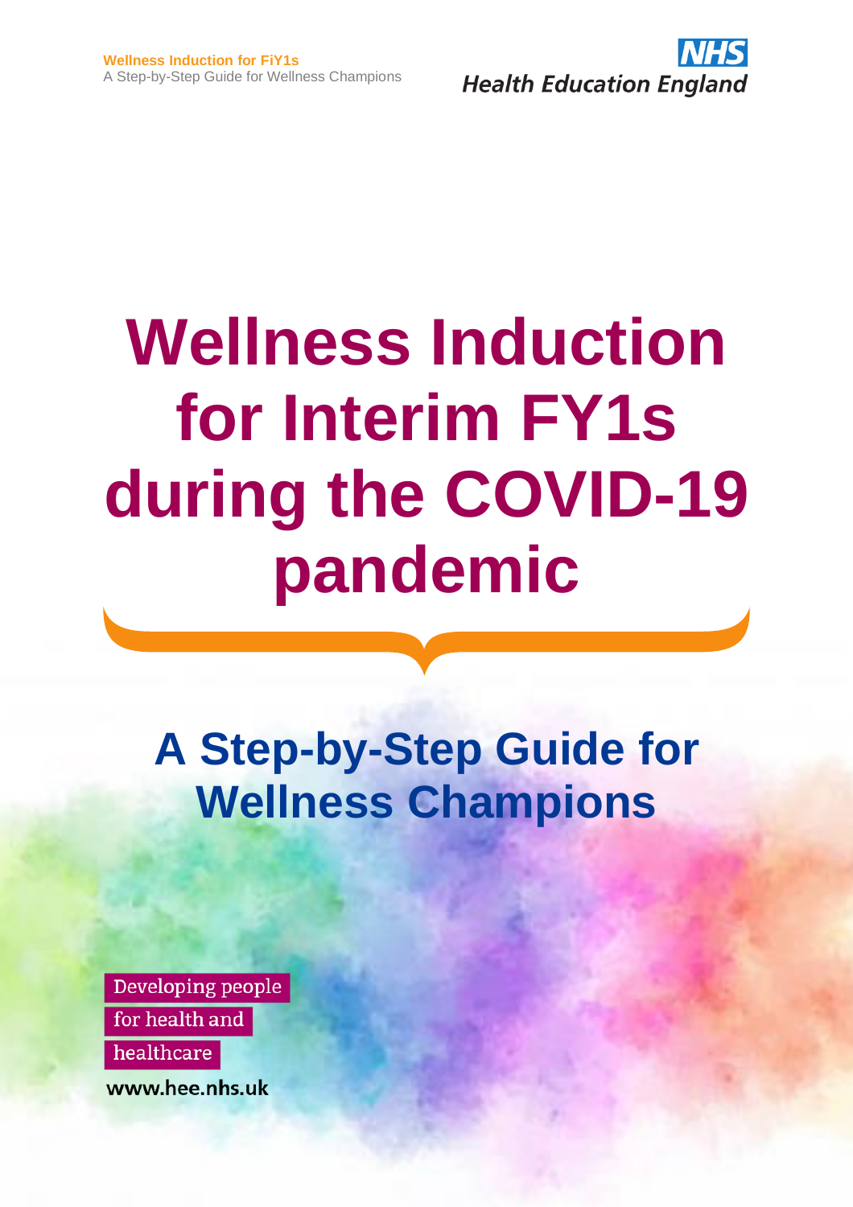Health Education England

# Wellness Induction for Interim FY1s during the COVID-19 pandemic

## A Step-by-Step Guide for Wellness Champions

Developing people for health and healthcare

www.hee.nhs.uk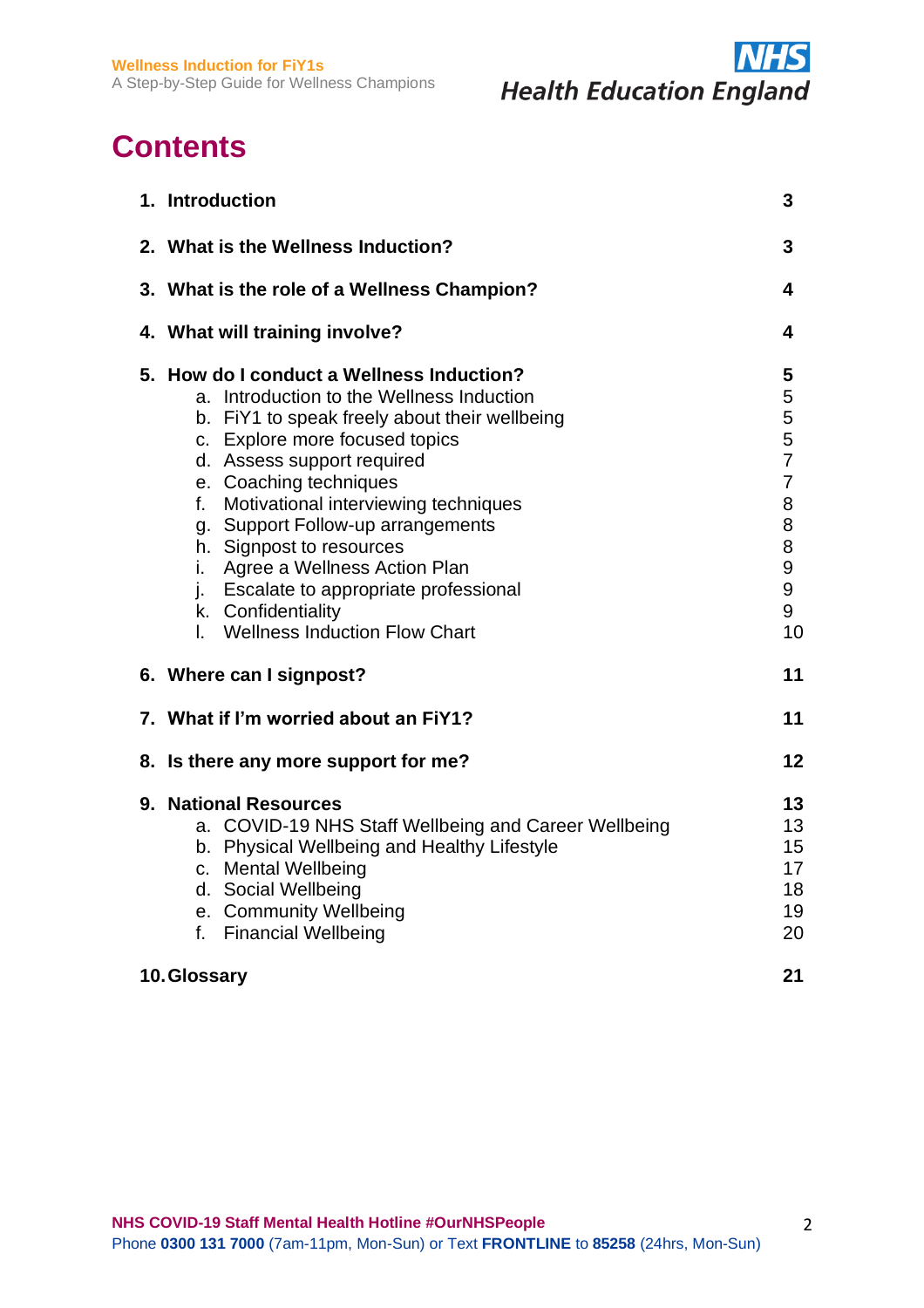# Contents

| | |
|---|---|
| **1. Introduction** | **3** |
| **2. What is the Wellness Induction?** | **3** |
| **3. What is the role of a Wellness Champion?** | **4** |
| **4. What will training involve?** | **4** |
| **5. How do I conduct a Wellness Induction?** | **5** |
| a. Introduction to the Wellness Induction | 5 |
| b. FiY1 to speak freely about their wellbeing | 5 |
| c. Explore more focused topics | 5 |
| d. Assess support required | 7 |
| e. Coaching techniques | 7 |
| f. Motivational interviewing techniques | 8 |
| g. Support Follow-up arrangements | 8 |
| h. Signpost to resources | 8 |
| i. Agree a Wellness Action Plan | 9 |
| j. Escalate to appropriate professional | 9 |
| k. Confidentiality | 9 |
| l. Wellness Induction Flow Chart | 10 |
| **6. Where can I signpost?** | **11** |
| **7. What if I'm worried about an FiY1?** | **11** |
| **8. Is there any more support for me?** | **12** |
| **9. National Resources** | **13** |
| a. COVID-19 NHS Staff Wellbeing and Career Wellbeing | 13 |
| b. Physical Wellbeing and Healthy Lifestyle | 15 |
| c. Mental Wellbeing | 17 |
| d. Social Wellbeing | 18 |
| e. Community Wellbeing | 19 |
| f. Financial Wellbeing | 20 |
| **10. Glossary** | **21** |

**NHS COVID-19 Staff Mental Health Hotline #OurNHSPeople**
Phone **0300 131 7000** (7am-11pm, Mon-Sun) or Text **FRONTLINE** to **85258** (24hrs, Mon-Sun)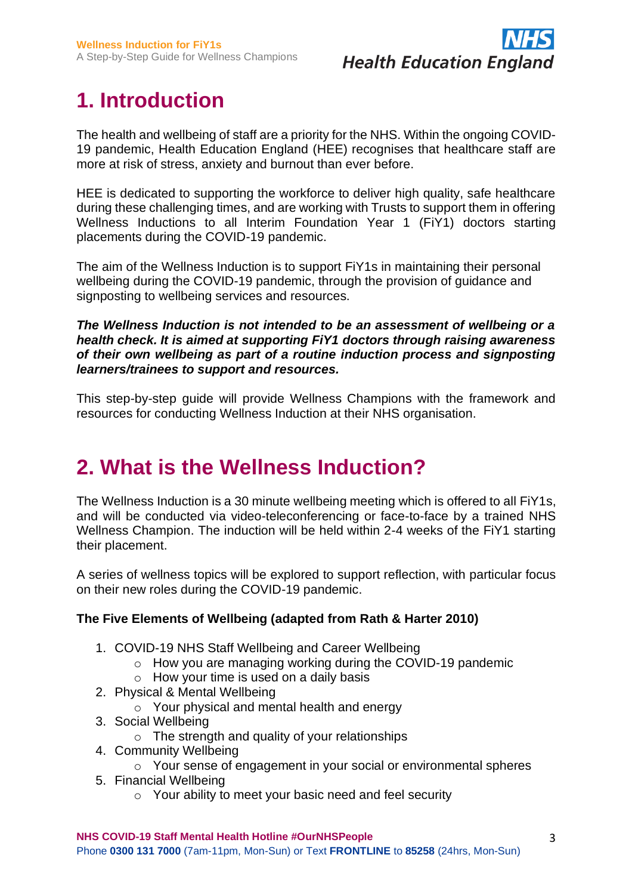# 1. Introduction

The health and wellbeing of staff are a priority for the NHS. Within the ongoing COVID-19 pandemic, Health Education England (HEE) recognises that healthcare staff are more at risk of stress, anxiety and burnout than ever before.

HEE is dedicated to supporting the workforce to deliver high quality, safe healthcare during these challenging times, and are working with Trusts to support them in offering Wellness Inductions to all Interim Foundation Year 1 (FiY1) doctors starting placements during the COVID-19 pandemic.

The aim of the Wellness Induction is to support FiY1s in maintaining their personal wellbeing during the COVID-19 pandemic, through the provision of guidance and signposting to wellbeing services and resources.

***The Wellness Induction is not intended to be an assessment of wellbeing or a health check. It is aimed at supporting FiY1 doctors through raising awareness of their own wellbeing as part of a routine induction process and signposting learners/trainees to support and resources.***

This step-by-step guide will provide Wellness Champions with the framework and resources for conducting Wellness Induction at their NHS organisation.

# 2. What is the Wellness Induction?

The Wellness Induction is a 30 minute wellbeing meeting which is offered to all FiY1s, and will be conducted via video-teleconferencing or face-to-face by a trained NHS Wellness Champion. The induction will be held within 2-4 weeks of the FiY1 starting their placement.

A series of wellness topics will be explored to support reflection, with particular focus on their new roles during the COVID-19 pandemic.

**The Five Elements of Wellbeing (adapted from Rath & Harter 2010)**

1. COVID-19 NHS Staff Wellbeing and Career Wellbeing
   - How you are managing working during the COVID-19 pandemic
   - How your time is used on a daily basis
2. Physical & Mental Wellbeing
   - Your physical and mental health and energy
3. Social Wellbeing
   - The strength and quality of your relationships
4. Community Wellbeing
   - Your sense of engagement in your social or environmental spheres
5. Financial Wellbeing
   - Your ability to meet your basic need and feel security

**NHS COVID-19 Staff Mental Health Hotline #OurNHSPeople**
Phone **0300 131 7000** (7am-11pm, Mon-Sun) or Text **FRONTLINE** to **85258** (24hrs, Mon-Sun)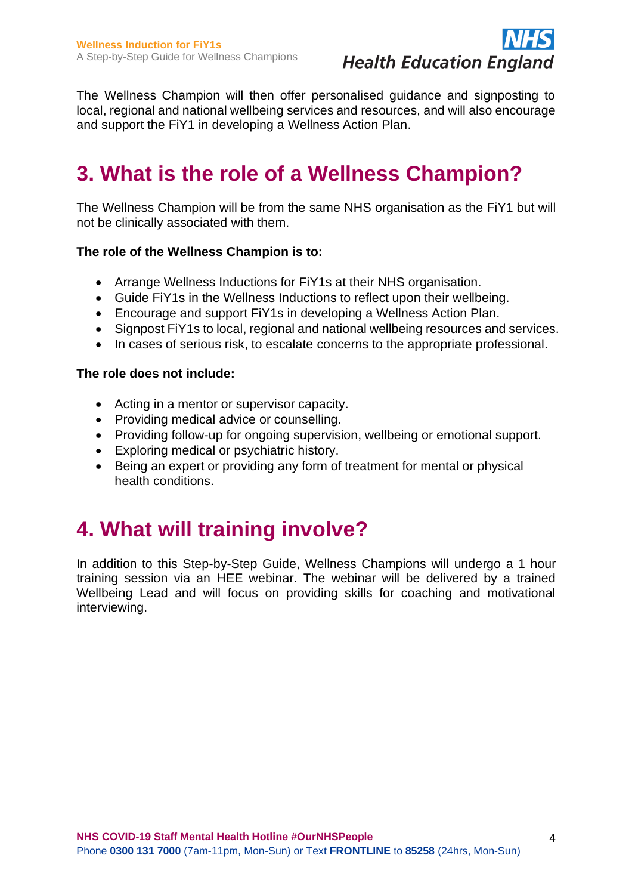The Wellness Champion will then offer personalised guidance and signposting to local, regional and national wellbeing services and resources, and will also encourage and support the FiY1 in developing a Wellness Action Plan.

# 3. What is the role of a Wellness Champion?

The Wellness Champion will be from the same NHS organisation as the FiY1 but will not be clinically associated with them.

**The role of the Wellness Champion is to:**

- Arrange Wellness Inductions for FiY1s at their NHS organisation.
- Guide FiY1s in the Wellness Inductions to reflect upon their wellbeing.
- Encourage and support FiY1s in developing a Wellness Action Plan.
- Signpost FiY1s to local, regional and national wellbeing resources and services.
- In cases of serious risk, to escalate concerns to the appropriate professional.

**The role does not include:**

- Acting in a mentor or supervisor capacity.
- Providing medical advice or counselling.
- Providing follow-up for ongoing supervision, wellbeing or emotional support.
- Exploring medical or psychiatric history.
- Being an expert or providing any form of treatment for mental or physical health conditions.

# 4. What will training involve?

In addition to this Step-by-Step Guide, Wellness Champions will undergo a 1 hour training session via an HEE webinar. The webinar will be delivered by a trained Wellbeing Lead and will focus on providing skills for coaching and motivational interviewing.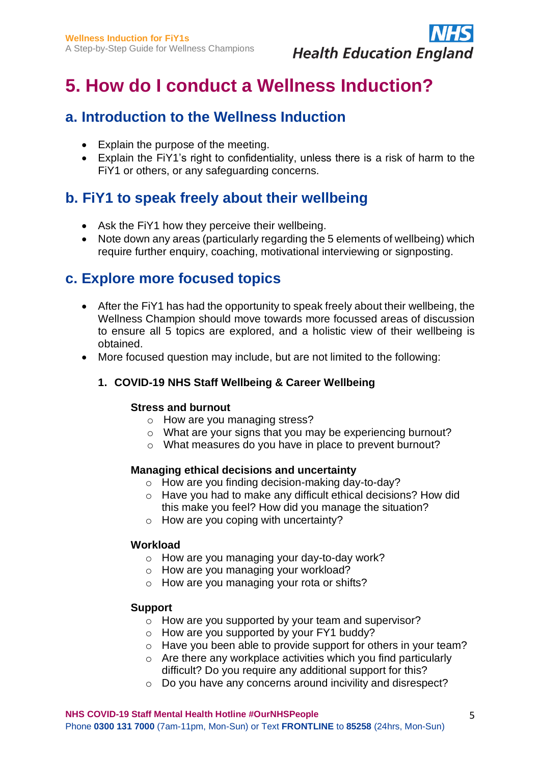# 5. How do I conduct a Wellness Induction?

## a. Introduction to the Wellness Induction

- Explain the purpose of the meeting.
- Explain the FiY1's right to confidentiality, unless there is a risk of harm to the FiY1 or others, or any safeguarding concerns.

## b. FiY1 to speak freely about their wellbeing

- Ask the FiY1 how they perceive their wellbeing.
- Note down any areas (particularly regarding the 5 elements of wellbeing) which require further enquiry, coaching, motivational interviewing or signposting.

## c. Explore more focused topics

- After the FiY1 has had the opportunity to speak freely about their wellbeing, the Wellness Champion should move towards more focussed areas of discussion to ensure all 5 topics are explored, and a holistic view of their wellbeing is obtained.
- More focused question may include, but are not limited to the following:

  1. **COVID-19 NHS Staff Wellbeing & Career Wellbeing**

     **Stress and burnout**
     - How are you managing stress?
     - What are your signs that you may be experiencing burnout?
     - What measures do you have in place to prevent burnout?

     **Managing ethical decisions and uncertainty**
     - How are you finding decision-making day-to-day?
     - Have you had to make any difficult ethical decisions? How did this make you feel? How did you manage the situation?
     - How are you coping with uncertainty?

     **Workload**
     - How are you managing your day-to-day work?
     - How are you managing your workload?
     - How are you managing your rota or shifts?

     **Support**
     - How are you supported by your team and supervisor?
     - How are you supported by your FY1 buddy?
     - Have you been able to provide support for others in your team?
     - Are there any workplace activities which you find particularly difficult? Do you require any additional support for this?
     - Do you have any concerns around incivility and disrespect?

**NHS COVID-19 Staff Mental Health Hotline #OurNHSPeople**
Phone **0300 131 7000** (7am-11pm, Mon-Sun) or Text **FRONTLINE** to **85258** (24hrs, Mon-Sun)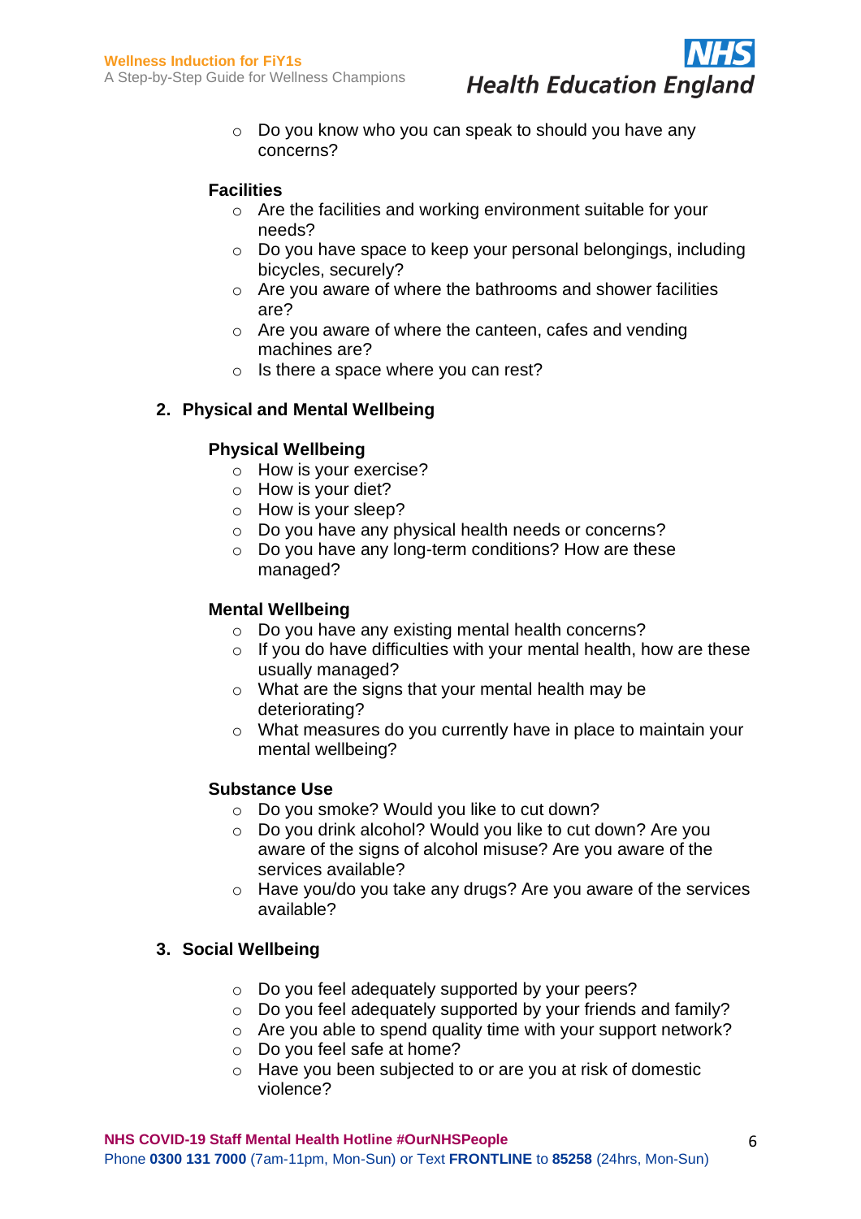- Do you know who you can speak to should you have any concerns?

### Facilities

- Are the facilities and working environment suitable for your needs?
- Do you have space to keep your personal belongings, including bicycles, securely?
- Are you aware of where the bathrooms and shower facilities are?
- Are you aware of where the canteen, cafes and vending machines are?
- Is there a space where you can rest?

## 2. Physical and Mental Wellbeing

### Physical Wellbeing

- How is your exercise?
- How is your diet?
- How is your sleep?
- Do you have any physical health needs or concerns?
- Do you have any long-term conditions? How are these managed?

### Mental Wellbeing

- Do you have any existing mental health concerns?
- If you do have difficulties with your mental health, how are these usually managed?
- What are the signs that your mental health may be deteriorating?
- What measures do you currently have in place to maintain your mental wellbeing?

### Substance Use

- Do you smoke? Would you like to cut down?
- Do you drink alcohol? Would you like to cut down? Are you aware of the signs of alcohol misuse? Are you aware of the services available?
- Have you/do you take any drugs? Are you aware of the services available?

## 3. Social Wellbeing

- Do you feel adequately supported by your peers?
- Do you feel adequately supported by your friends and family?
- Are you able to spend quality time with your support network?
- Do you feel safe at home?
- Have you been subjected to or are you at risk of domestic violence?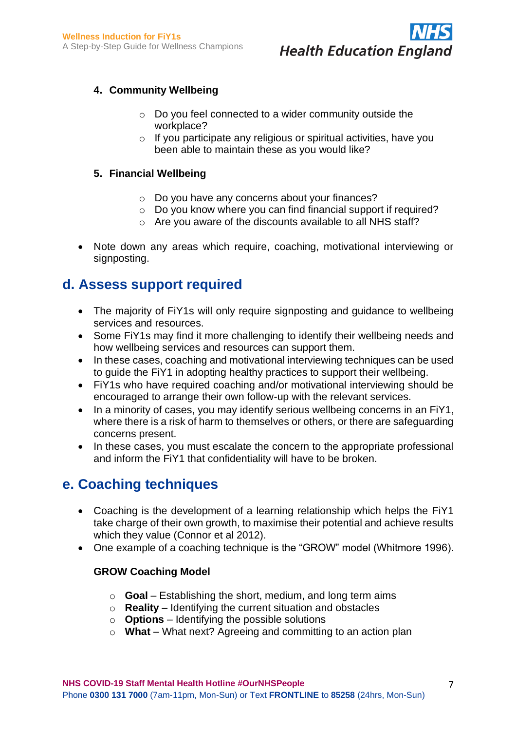4. **Community Wellbeing**

    - Do you feel connected to a wider community outside the workplace?
    - If you participate any religious or spiritual activities, have you been able to maintain these as you would like?

5. **Financial Wellbeing**

    - Do you have any concerns about your finances?
    - Do you know where you can find financial support if required?
    - Are you aware of the discounts available to all NHS staff?

- Note down any areas which require, coaching, motivational interviewing or signposting.

## d. Assess support required

- The majority of FiY1s will only require signposting and guidance to wellbeing services and resources.
- Some FiY1s may find it more challenging to identify their wellbeing needs and how wellbeing services and resources can support them.
- In these cases, coaching and motivational interviewing techniques can be used to guide the FiY1 in adopting healthy practices to support their wellbeing.
- FiY1s who have required coaching and/or motivational interviewing should be encouraged to arrange their own follow-up with the relevant services.
- In a minority of cases, you may identify serious wellbeing concerns in an FiY1, where there is a risk of harm to themselves or others, or there are safeguarding concerns present.
- In these cases, you must escalate the concern to the appropriate professional and inform the FiY1 that confidentiality will have to be broken.

## e. Coaching techniques

- Coaching is the development of a learning relationship which helps the FiY1 take charge of their own growth, to maximise their potential and achieve results which they value (Connor et al 2012).
- One example of a coaching technique is the "GROW" model (Whitmore 1996).

**GROW Coaching Model**

- **Goal** – Establishing the short, medium, and long term aims
- **Reality** – Identifying the current situation and obstacles
- **Options** – Identifying the possible solutions
- **What** – What next? Agreeing and committing to an action plan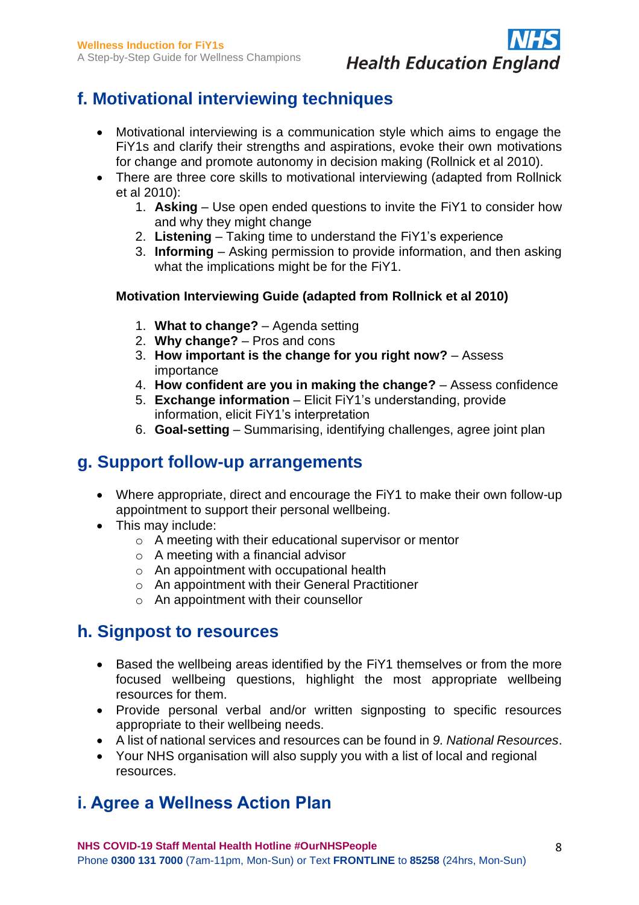## f. Motivational interviewing techniques

- Motivational interviewing is a communication style which aims to engage the FiY1s and clarify their strengths and aspirations, evoke their own motivations for change and promote autonomy in decision making (Rollnick et al 2010).
- There are three core skills to motivational interviewing (adapted from Rollnick et al 2010):
  1. **Asking** – Use open ended questions to invite the FiY1 to consider how and why they might change
  2. **Listening** – Taking time to understand the FiY1's experience
  3. **Informing** – Asking permission to provide information, and then asking what the implications might be for the FiY1.

**Motivation Interviewing Guide (adapted from Rollnick et al 2010)**

1. **What to change?** – Agenda setting
2. **Why change?** – Pros and cons
3. **How important is the change for you right now?** – Assess importance
4. **How confident are you in making the change?** – Assess confidence
5. **Exchange information** – Elicit FiY1's understanding, provide information, elicit FiY1's interpretation
6. **Goal-setting** – Summarising, identifying challenges, agree joint plan

## g. Support follow-up arrangements

- Where appropriate, direct and encourage the FiY1 to make their own follow-up appointment to support their personal wellbeing.
- This may include:
  - A meeting with their educational supervisor or mentor
  - A meeting with a financial advisor
  - An appointment with occupational health
  - An appointment with their General Practitioner
  - An appointment with their counsellor

## h. Signpost to resources

- Based the wellbeing areas identified by the FiY1 themselves or from the more focused wellbeing questions, highlight the most appropriate wellbeing resources for them.
- Provide personal verbal and/or written signposting to specific resources appropriate to their wellbeing needs.
- A list of national services and resources can be found in *9. National Resources*.
- Your NHS organisation will also supply you with a list of local and regional resources.

## i. Agree a Wellness Action Plan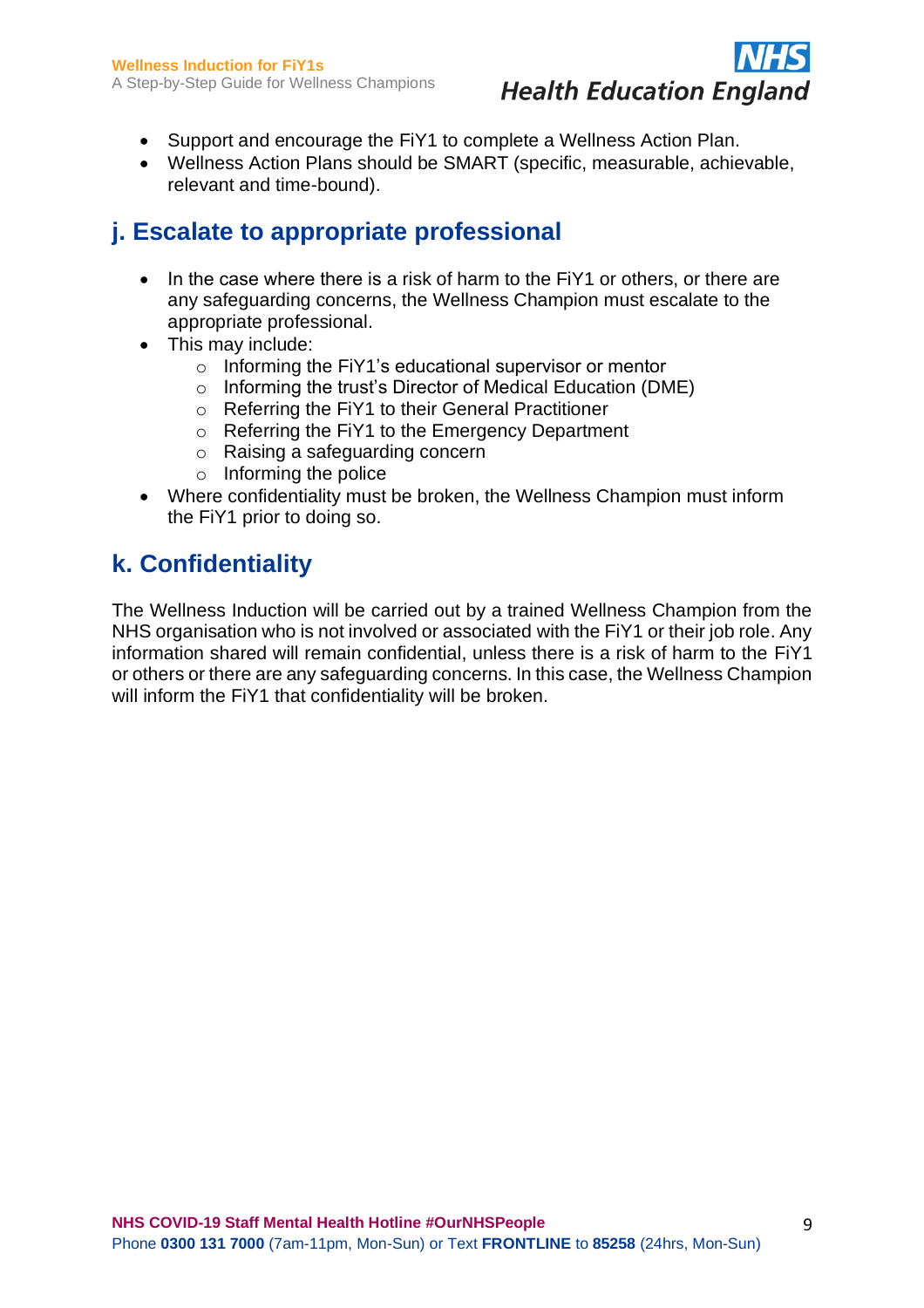- Support and encourage the FiY1 to complete a Wellness Action Plan.
- Wellness Action Plans should be SMART (specific, measurable, achievable, relevant and time-bound).

## j. Escalate to appropriate professional

- In the case where there is a risk of harm to the FiY1 or others, or there are any safeguarding concerns, the Wellness Champion must escalate to the appropriate professional.
- This may include:
    - Informing the FiY1's educational supervisor or mentor
    - Informing the trust's Director of Medical Education (DME)
    - Referring the FiY1 to their General Practitioner
    - Referring the FiY1 to the Emergency Department
    - Raising a safeguarding concern
    - Informing the police
- Where confidentiality must be broken, the Wellness Champion must inform the FiY1 prior to doing so.

## k. Confidentiality

The Wellness Induction will be carried out by a trained Wellness Champion from the NHS organisation who is not involved or associated with the FiY1 or their job role. Any information shared will remain confidential, unless there is a risk of harm to the FiY1 or others or there are any safeguarding concerns. In this case, the Wellness Champion will inform the FiY1 that confidentiality will be broken.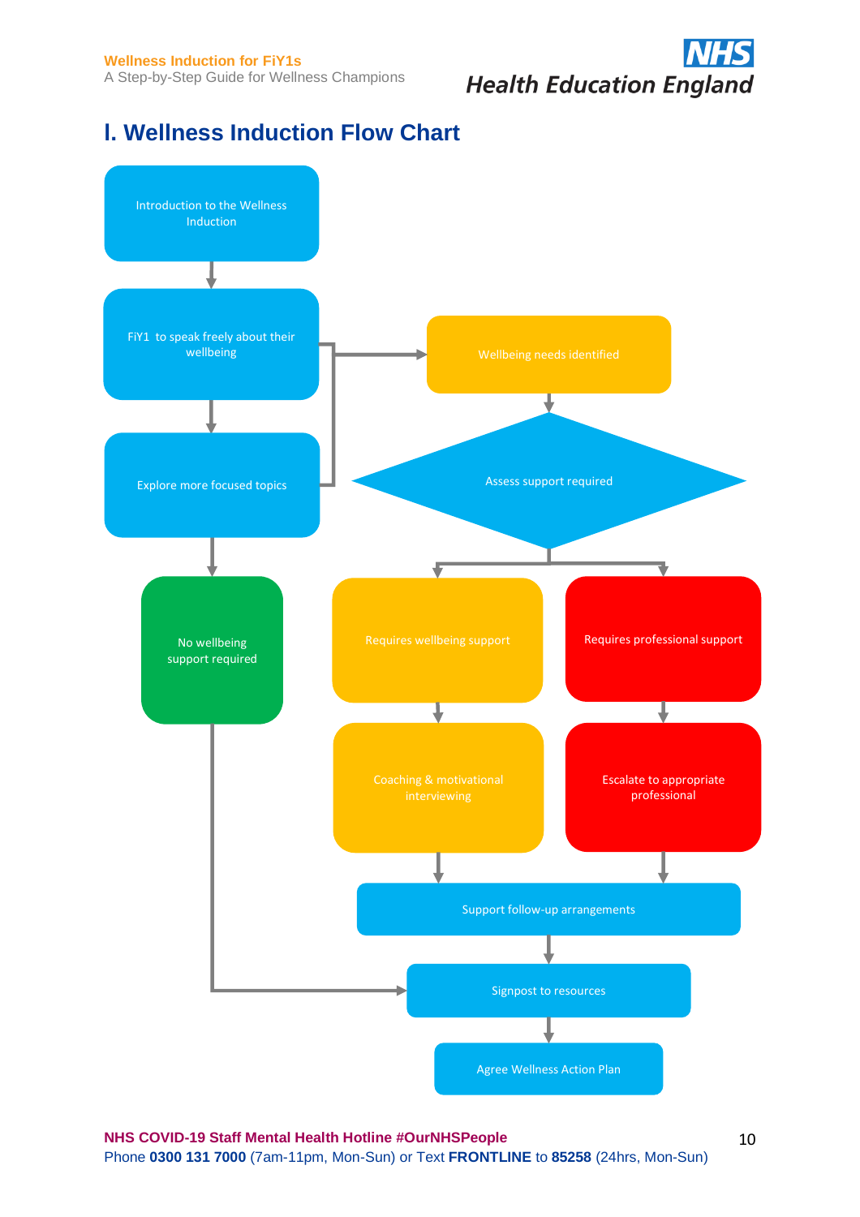# I. Wellness Induction Flow Chart

- Introduction to the Wellness Induction
- FiY1 to speak freely about their wellbeing
- Explore more focused topics
- Wellbeing needs identified
- Assess support required
- No wellbeing support required
- Requires wellbeing support
- Requires professional support
- Coaching & motivational interviewing
- Escalate to appropriate professional
- Support follow-up arrangements
- Signpost to resources
- Agree Wellness Action Plan

**NHS COVID-19 Staff Mental Health Hotline #OurNHSPeople**
Phone **0300 131 7000** (7am-11pm, Mon-Sun) or Text **FRONTLINE** to **85258** (24hrs, Mon-Sun)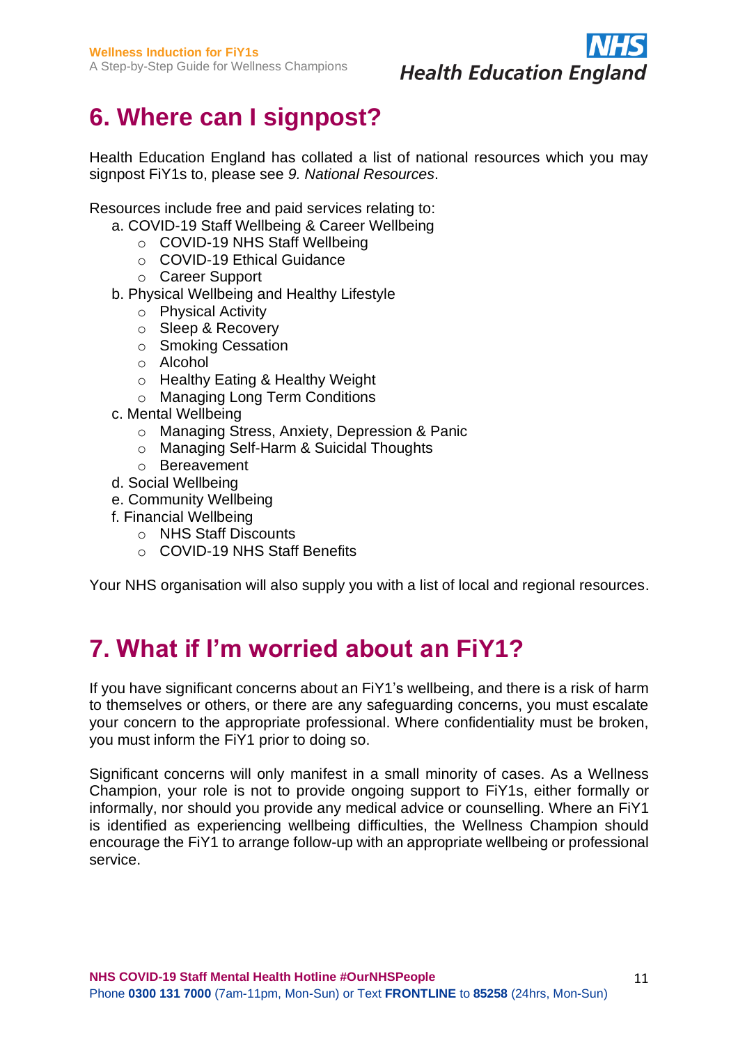## 6. Where can I signpost?

Health Education England has collated a list of national resources which you may signpost FiY1s to, please see *9. National Resources*.

Resources include free and paid services relating to:

a. COVID-19 Staff Wellbeing & Career Wellbeing
   - COVID-19 NHS Staff Wellbeing
   - COVID-19 Ethical Guidance
   - Career Support

b. Physical Wellbeing and Healthy Lifestyle
   - Physical Activity
   - Sleep & Recovery
   - Smoking Cessation
   - Alcohol
   - Healthy Eating & Healthy Weight
   - Managing Long Term Conditions

c. Mental Wellbeing
   - Managing Stress, Anxiety, Depression & Panic
   - Managing Self-Harm & Suicidal Thoughts
   - Bereavement

d. Social Wellbeing

e. Community Wellbeing

f. Financial Wellbeing
   - NHS Staff Discounts
   - COVID-19 NHS Staff Benefits

Your NHS organisation will also supply you with a list of local and regional resources.

## 7. What if I'm worried about an FiY1?

If you have significant concerns about an FiY1's wellbeing, and there is a risk of harm to themselves or others, or there are any safeguarding concerns, you must escalate your concern to the appropriate professional. Where confidentiality must be broken, you must inform the FiY1 prior to doing so.

Significant concerns will only manifest in a small minority of cases. As a Wellness Champion, your role is not to provide ongoing support to FiY1s, either formally or informally, nor should you provide any medical advice or counselling. Where an FiY1 is identified as experiencing wellbeing difficulties, the Wellness Champion should encourage the FiY1 to arrange follow-up with an appropriate wellbeing or professional service.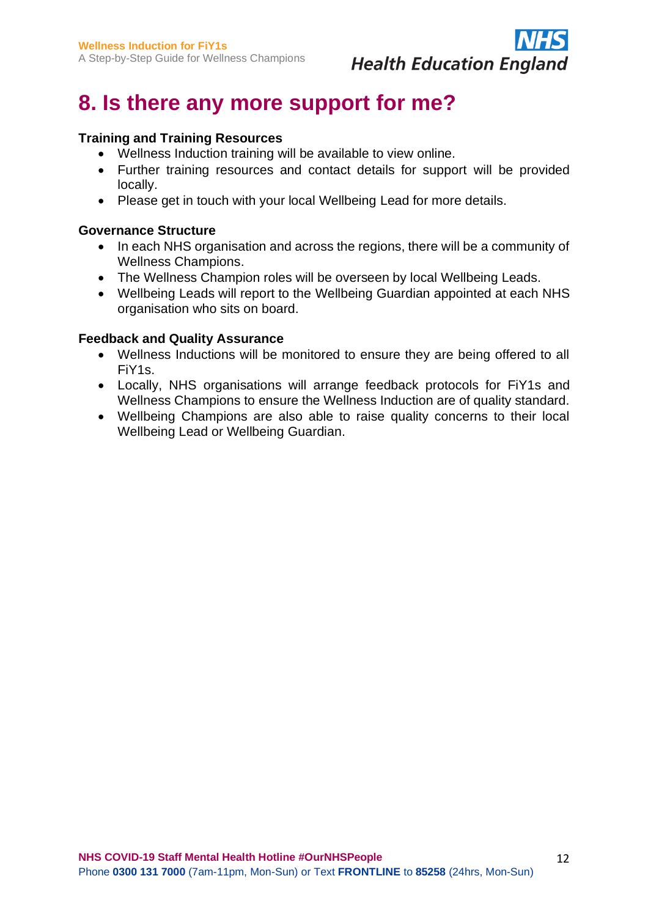# 8. Is there any more support for me?

**Training and Training Resources**

- Wellness Induction training will be available to view online.
- Further training resources and contact details for support will be provided locally.
- Please get in touch with your local Wellbeing Lead for more details.

**Governance Structure**

- In each NHS organisation and across the regions, there will be a community of Wellness Champions.
- The Wellness Champion roles will be overseen by local Wellbeing Leads.
- Wellbeing Leads will report to the Wellbeing Guardian appointed at each NHS organisation who sits on board.

**Feedback and Quality Assurance**

- Wellness Inductions will be monitored to ensure they are being offered to all FiY1s.
- Locally, NHS organisations will arrange feedback protocols for FiY1s and Wellness Champions to ensure the Wellness Induction are of quality standard.
- Wellbeing Champions are also able to raise quality concerns to their local Wellbeing Lead or Wellbeing Guardian.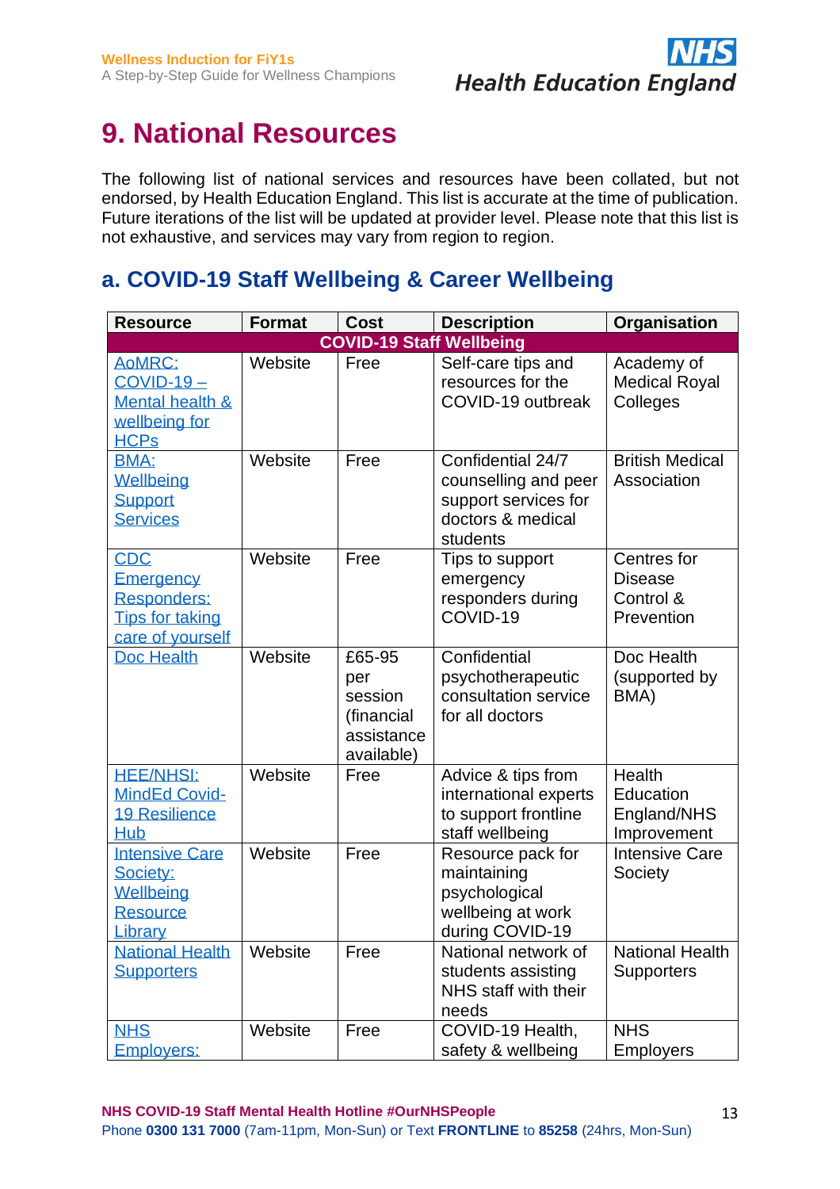# 9. National Resources

The following list of national services and resources have been collated, but not endorsed, by Health Education England. This list is accurate at the time of publication. Future iterations of the list will be updated at provider level. Please note that this list is not exhaustive, and services may vary from region to region.

## a. COVID-19 Staff Wellbeing & Career Wellbeing

| Resource | Format | Cost | Description | Organisation |
|---|---|---|---|---|
| **COVID-19 Staff Wellbeing** | | | | |
| AoMRC: COVID-19 – Mental health & wellbeing for HCPs | Website | Free | Self-care tips and resources for the COVID-19 outbreak | Academy of Medical Royal Colleges |
| BMA: Wellbeing Support Services | Website | Free | Confidential 24/7 counselling and peer support services for doctors & medical students | British Medical Association |
| CDC Emergency Responders: Tips for taking care of yourself | Website | Free | Tips to support emergency responders during COVID-19 | Centres for Disease Control & Prevention |
| Doc Health | Website | £65-95 per session (financial assistance available) | Confidential psychotherapeutic consultation service for all doctors | Doc Health (supported by BMA) |
| HEE/NHSI: MindEd Covid-19 Resilience Hub | Website | Free | Advice & tips from international experts to support frontline staff wellbeing | Health Education England/NHS Improvement |
| Intensive Care Society: Wellbeing Resource Library | Website | Free | Resource pack for maintaining psychological wellbeing at work during COVID-19 | Intensive Care Society |
| National Health Supporters | Website | Free | National network of students assisting NHS staff with their needs | National Health Supporters |
| NHS Employers: | Website | Free | COVID-19 Health, safety & wellbeing | NHS Employers |

**NHS COVID-19 Staff Mental Health Hotline #OurNHSPeople**
Phone **0300 131 7000** (7am-11pm, Mon-Sun) or Text **FRONTLINE** to **85258** (24hrs, Mon-Sun)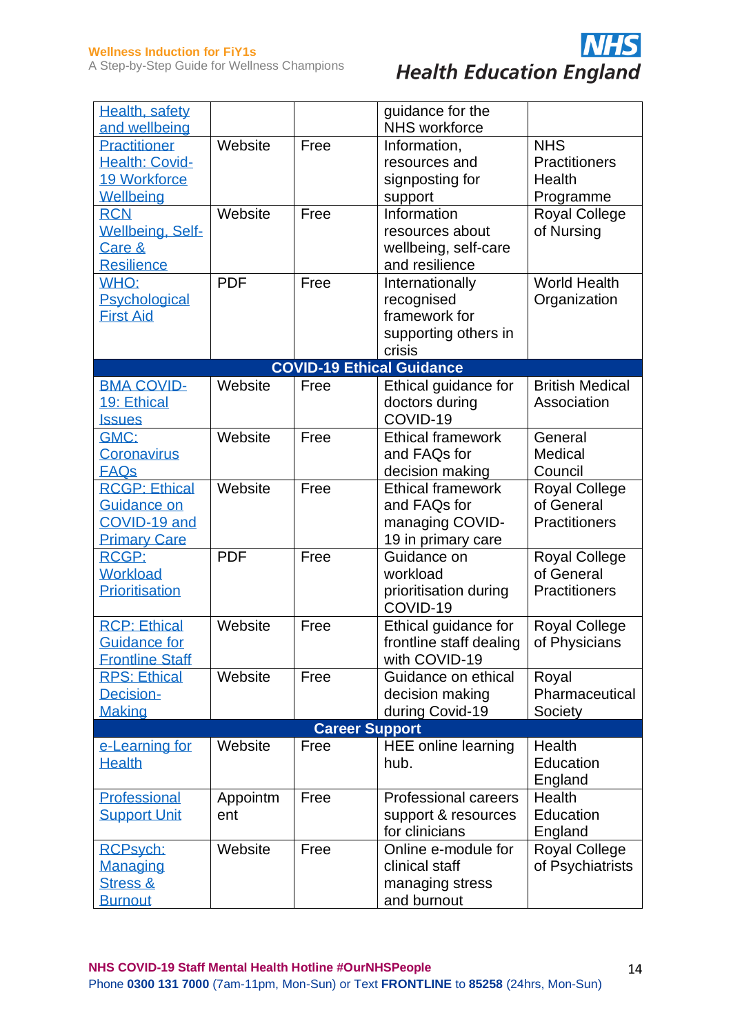| | | | | |
|---|---|---|---|---|
| Health, safety and wellbeing | | | guidance for the NHS workforce | |
| Practitioner Health: Covid-19 Workforce Wellbeing | Website | Free | Information, resources and signposting for support | NHS Practitioners Health Programme |
| RCN Wellbeing, Self-Care & Resilience | Website | Free | Information resources about wellbeing, self-care and resilience | Royal College of Nursing |
| WHO: Psychological First Aid | PDF | Free | Internationally recognised framework for supporting others in crisis | World Health Organization |
| **COVID-19 Ethical Guidance** | | | | |
| BMA COVID-19: Ethical Issues | Website | Free | Ethical guidance for doctors during COVID-19 | British Medical Association |
| GMC: Coronavirus FAQs | Website | Free | Ethical framework and FAQs for decision making | General Medical Council |
| RCGP: Ethical Guidance on COVID-19 and Primary Care | Website | Free | Ethical framework and FAQs for managing COVID-19 in primary care | Royal College of General Practitioners |
| RCGP: Workload Prioritisation | PDF | Free | Guidance on workload prioritisation during COVID-19 | Royal College of General Practitioners |
| RCP: Ethical Guidance for Frontline Staff | Website | Free | Ethical guidance for frontline staff dealing with COVID-19 | Royal College of Physicians |
| RPS: Ethical Decision-Making | Website | Free | Guidance on ethical decision making during Covid-19 | Royal Pharmaceutical Society |
| **Career Support** | | | | |
| e-Learning for Health | Website | Free | HEE online learning hub. | Health Education England |
| Professional Support Unit | Appointment | Free | Professional careers support & resources for clinicians | Health Education England |
| RCPsych: Managing Stress & Burnout | Website | Free | Online e-module for clinical staff managing stress and burnout | Royal College of Psychiatrists |

**NHS COVID-19 Staff Mental Health Hotline #OurNHSPeople**
Phone **0300 131 7000** (7am-11pm, Mon-Sun) or Text **FRONTLINE** to **85258** (24hrs, Mon-Sun)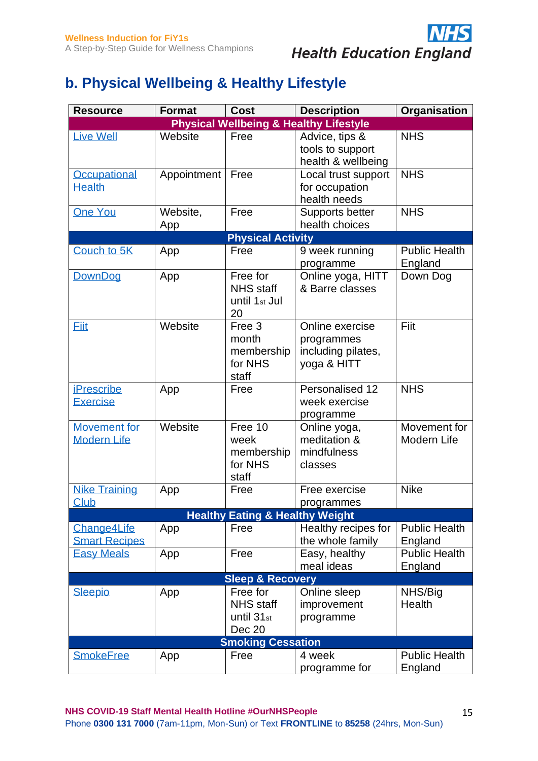## b. Physical Wellbeing & Healthy Lifestyle

| Resource | Format | Cost | Description | Organisation |
|---|---|---|---|---|
| **Physical Wellbeing & Healthy Lifestyle** | | | | |
| Live Well | Website | Free | Advice, tips & tools to support health & wellbeing | NHS |
| Occupational Health | Appointment | Free | Local trust support for occupation health needs | NHS |
| One You | Website, App | Free | Supports better health choices | NHS |
| **Physical Activity** | | | | |
| Couch to 5K | App | Free | 9 week running programme | Public Health England |
| DownDog | App | Free for NHS staff until 1st Jul 20 | Online yoga, HITT & Barre classes | Down Dog |
| Fiit | Website | Free 3 month membership for NHS staff | Online exercise programmes including pilates, yoga & HITT | Fiit |
| iPrescribe Exercise | App | Free | Personalised 12 week exercise programme | NHS |
| Movement for Modern Life | Website | Free 10 week membership for NHS staff | Online yoga, meditation & mindfulness classes | Movement for Modern Life |
| Nike Training Club | App | Free | Free exercise programmes | Nike |
| **Healthy Eating & Healthy Weight** | | | | |
| Change4Life Smart Recipes | App | Free | Healthy recipes for the whole family | Public Health England |
| Easy Meals | App | Free | Easy, healthy meal ideas | Public Health England |
| **Sleep & Recovery** | | | | |
| Sleepio | App | Free for NHS staff until 31st Dec 20 | Online sleep improvement programme | NHS/Big Health |
| **Smoking Cessation** | | | | |
| SmokeFree | App | Free | 4 week programme for | Public Health England |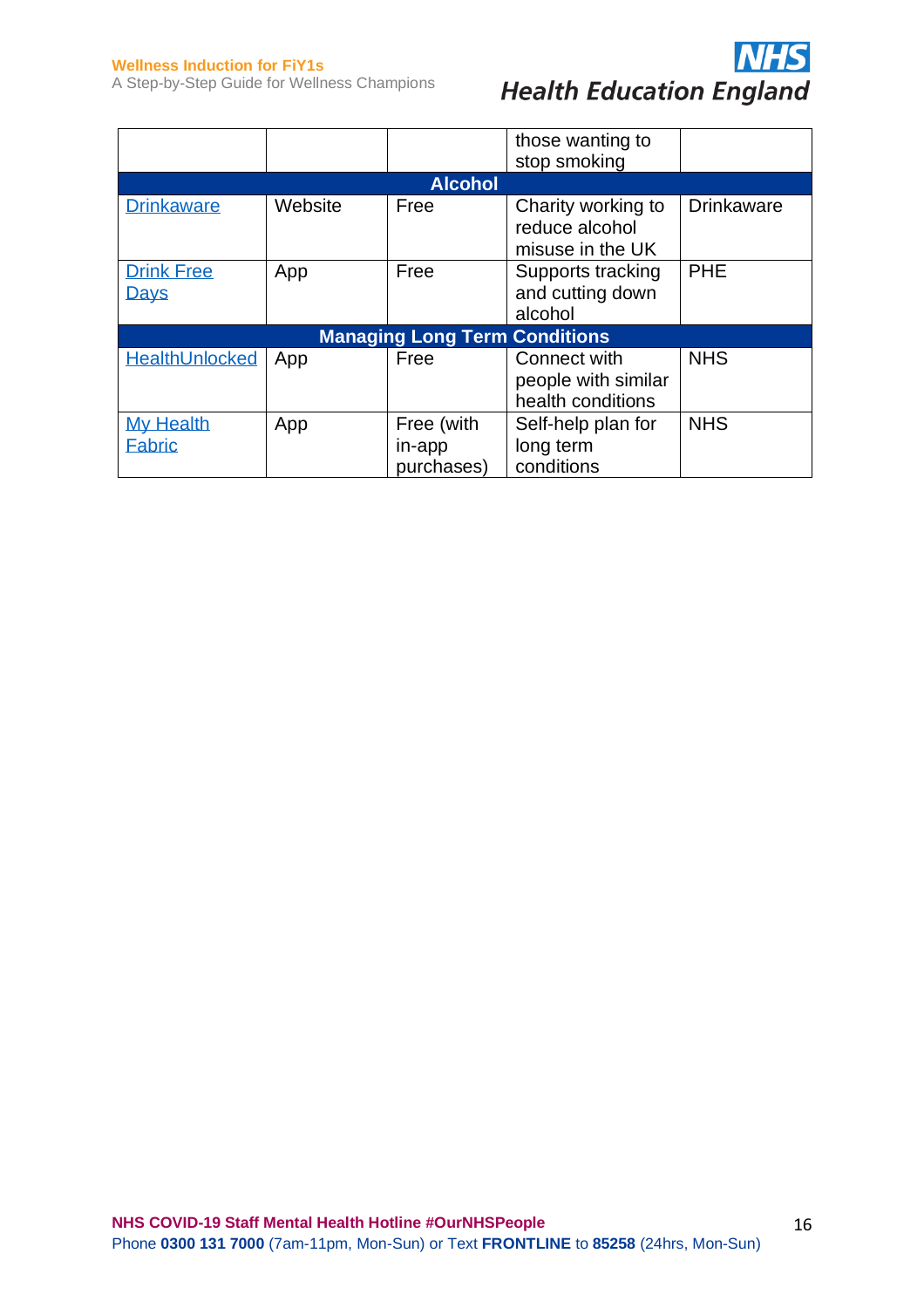| | | | | |
|---|---|---|---|---|
| | | | those wanting to stop smoking | |
| **Alcohol** | | | | |
| Drinkaware | Website | Free | Charity working to reduce alcohol misuse in the UK | Drinkaware |
| Drink Free Days | App | Free | Supports tracking and cutting down alcohol | PHE |
| **Managing Long Term Conditions** | | | | |
| HealthUnlocked | App | Free | Connect with people with similar health conditions | NHS |
| My Health Fabric | App | Free (with in-app purchases) | Self-help plan for long term conditions | NHS |

**NHS COVID-19 Staff Mental Health Hotline #OurNHSPeople**
Phone **0300 131 7000** (7am-11pm, Mon-Sun) or Text **FRONTLINE** to **85258** (24hrs, Mon-Sun)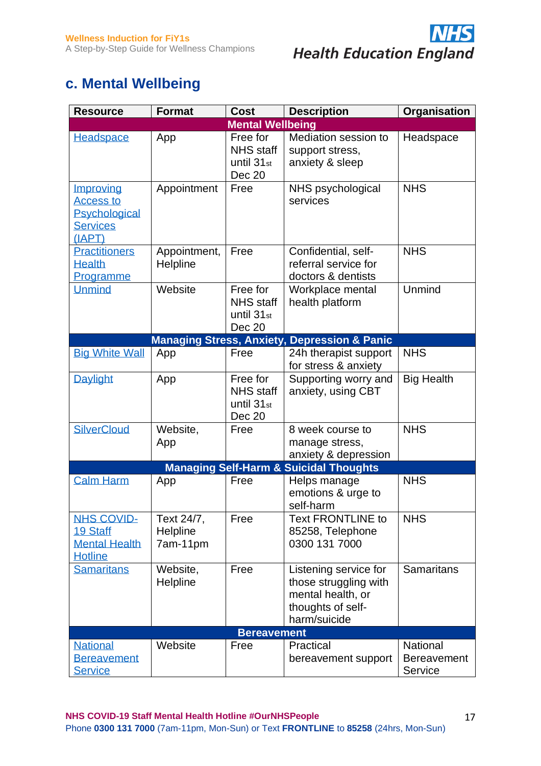## c. Mental Wellbeing

| Resource | Format | Cost | Description | Organisation |
|---|---|---|---|---|
| **Mental Wellbeing** | | | | |
| Headspace | App | Free for NHS staff until 31st Dec 20 | Mediation session to support stress, anxiety & sleep | Headspace |
| Improving Access to Psychological Services (IAPT) | Appointment | Free | NHS psychological services | NHS |
| Practitioners Health Programme | Appointment, Helpline | Free | Confidential, self-referral service for doctors & dentists | NHS |
| Unmind | Website | Free for NHS staff until 31st Dec 20 | Workplace mental health platform | Unmind |
| **Managing Stress, Anxiety, Depression & Panic** | | | | |
| Big White Wall | App | Free | 24h therapist support for stress & anxiety | NHS |
| Daylight | App | Free for NHS staff until 31st Dec 20 | Supporting worry and anxiety, using CBT | Big Health |
| SilverCloud | Website, App | Free | 8 week course to manage stress, anxiety & depression | NHS |
| **Managing Self-Harm & Suicidal Thoughts** | | | | |
| Calm Harm | App | Free | Helps manage emotions & urge to self-harm | NHS |
| NHS COVID-19 Staff Mental Health Hotline | Text 24/7, Helpline 7am-11pm | Free | Text FRONTLINE to 85258, Telephone 0300 131 7000 | NHS |
| Samaritans | Website, Helpline | Free | Listening service for those struggling with mental health, or thoughts of self-harm/suicide | Samaritans |
| **Bereavement** | | | | |
| National Bereavement Service | Website | Free | Practical bereavement support | National Bereavement Service |

**NHS COVID-19 Staff Mental Health Hotline #OurNHSPeople**
Phone **0300 131 7000** (7am-11pm, Mon-Sun) or Text **FRONTLINE** to **85258** (24hrs, Mon-Sun)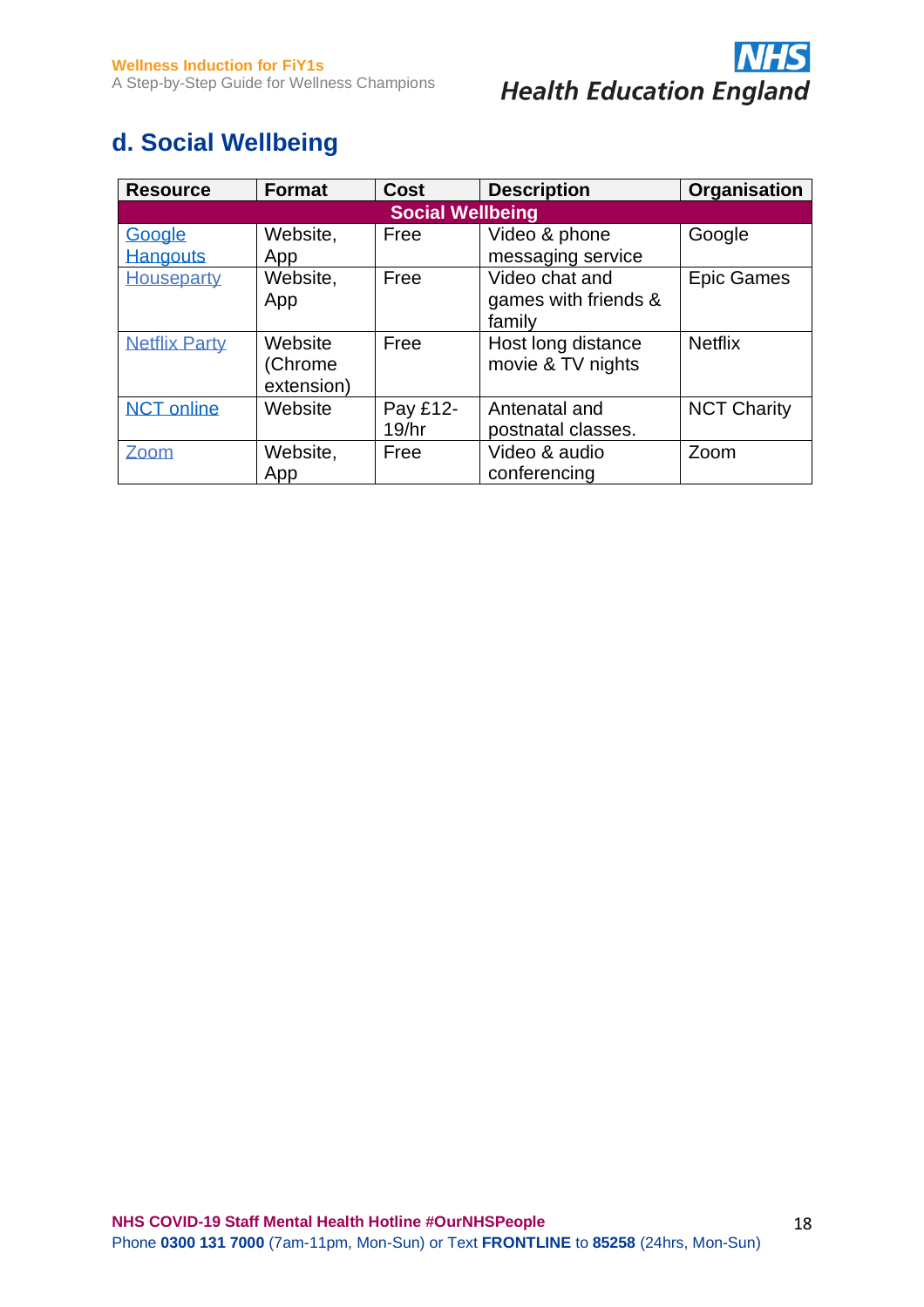## d. Social Wellbeing

| Resource | Format | Cost | Description | Organisation |
|---|---|---|---|---|
| **Social Wellbeing** | | | | |
| Google Hangouts | Website, App | Free | Video & phone messaging service | Google |
| Houseparty | Website, App | Free | Video chat and games with friends & family | Epic Games |
| Netflix Party | Website (Chrome extension) | Free | Host long distance movie & TV nights | Netflix |
| NCT online | Website | Pay £12-19/hr | Antenatal and postnatal classes. | NCT Charity |
| Zoom | Website, App | Free | Video & audio conferencing | Zoom |

**NHS COVID-19 Staff Mental Health Hotline #OurNHSPeople**
Phone **0300 131 7000** (7am-11pm, Mon-Sun) or Text **FRONTLINE** to **85258** (24hrs, Mon-Sun)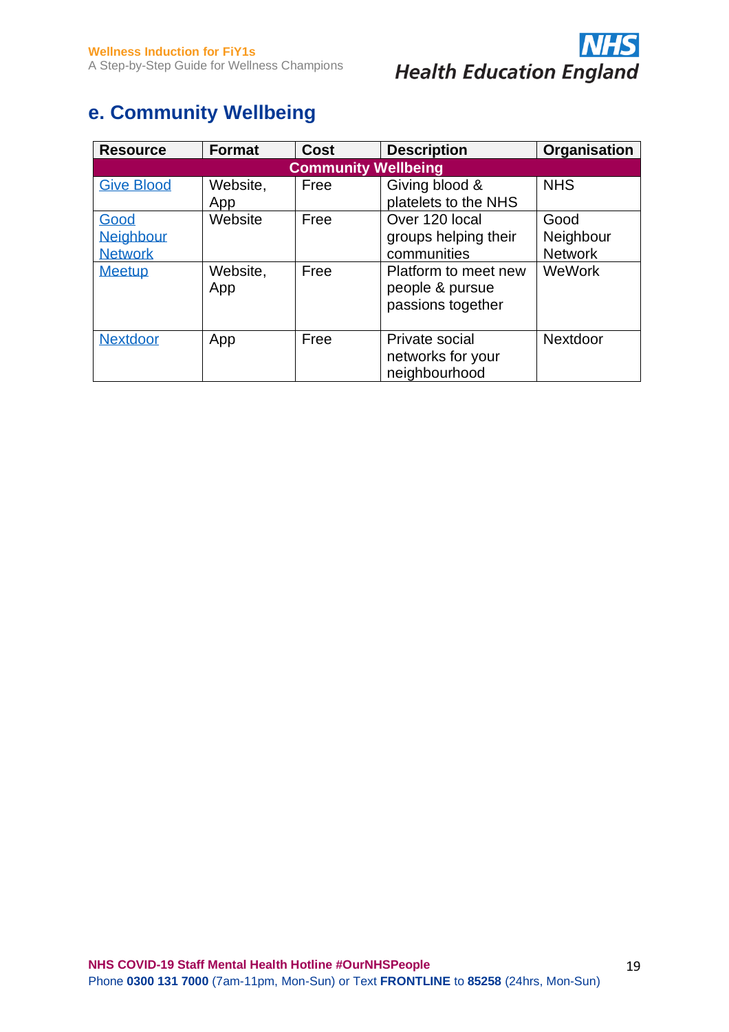## e. Community Wellbeing

| Resource | Format | Cost | Description | Organisation |
|---|---|---|---|---|
| **Community Wellbeing** | | | | |
| Give Blood | Website, App | Free | Giving blood & platelets to the NHS | NHS |
| Good Neighbour Network | Website | Free | Over 120 local groups helping their communities | Good Neighbour Network |
| Meetup | Website, App | Free | Platform to meet new people & pursue passions together | WeWork |
| Nextdoor | App | Free | Private social networks for your neighbourhood | Nextdoor |

**NHS COVID-19 Staff Mental Health Hotline #OurNHSPeople**
Phone **0300 131 7000** (7am-11pm, Mon-Sun) or Text **FRONTLINE** to **85258** (24hrs, Mon-Sun)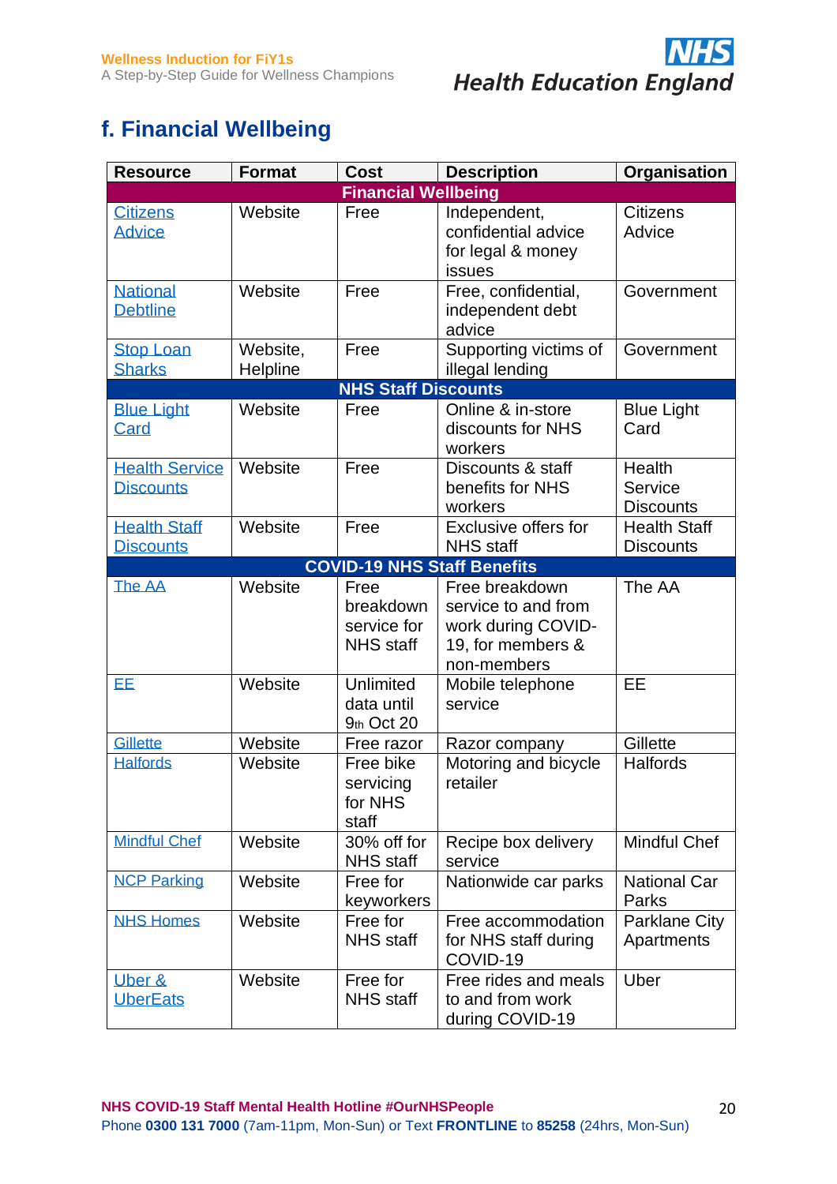## f. Financial Wellbeing

| Resource | Format | Cost | Description | Organisation |
|---|---|---|---|---|
| **Financial Wellbeing** | | | | |
| Citizens Advice | Website | Free | Independent, confidential advice for legal & money issues | Citizens Advice |
| National Debtline | Website | Free | Free, confidential, independent debt advice | Government |
| Stop Loan Sharks | Website, Helpline | Free | Supporting victims of illegal lending | Government |
| **NHS Staff Discounts** | | | | |
| Blue Light Card | Website | Free | Online & in-store discounts for NHS workers | Blue Light Card |
| Health Service Discounts | Website | Free | Discounts & staff benefits for NHS workers | Health Service Discounts |
| Health Staff Discounts | Website | Free | Exclusive offers for NHS staff | Health Staff Discounts |
| **COVID-19 NHS Staff Benefits** | | | | |
| The AA | Website | Free breakdown service for NHS staff | Free breakdown service to and from work during COVID-19, for members & non-members | The AA |
| EE | Website | Unlimited data until 9th Oct 20 | Mobile telephone service | EE |
| Gillette | Website | Free razor | Razor company | Gillette |
| Halfords | Website | Free bike servicing for NHS staff | Motoring and bicycle retailer | Halfords |
| Mindful Chef | Website | 30% off for NHS staff | Recipe box delivery service | Mindful Chef |
| NCP Parking | Website | Free for keyworkers | Nationwide car parks | National Car Parks |
| NHS Homes | Website | Free for NHS staff | Free accommodation for NHS staff during COVID-19 | Parklane City Apartments |
| Uber & UberEats | Website | Free for NHS staff | Free rides and meals to and from work during COVID-19 | Uber |

**NHS COVID-19 Staff Mental Health Hotline #OurNHSPeople**
Phone **0300 131 7000** (7am-11pm, Mon-Sun) or Text **FRONTLINE** to **85258** (24hrs, Mon-Sun)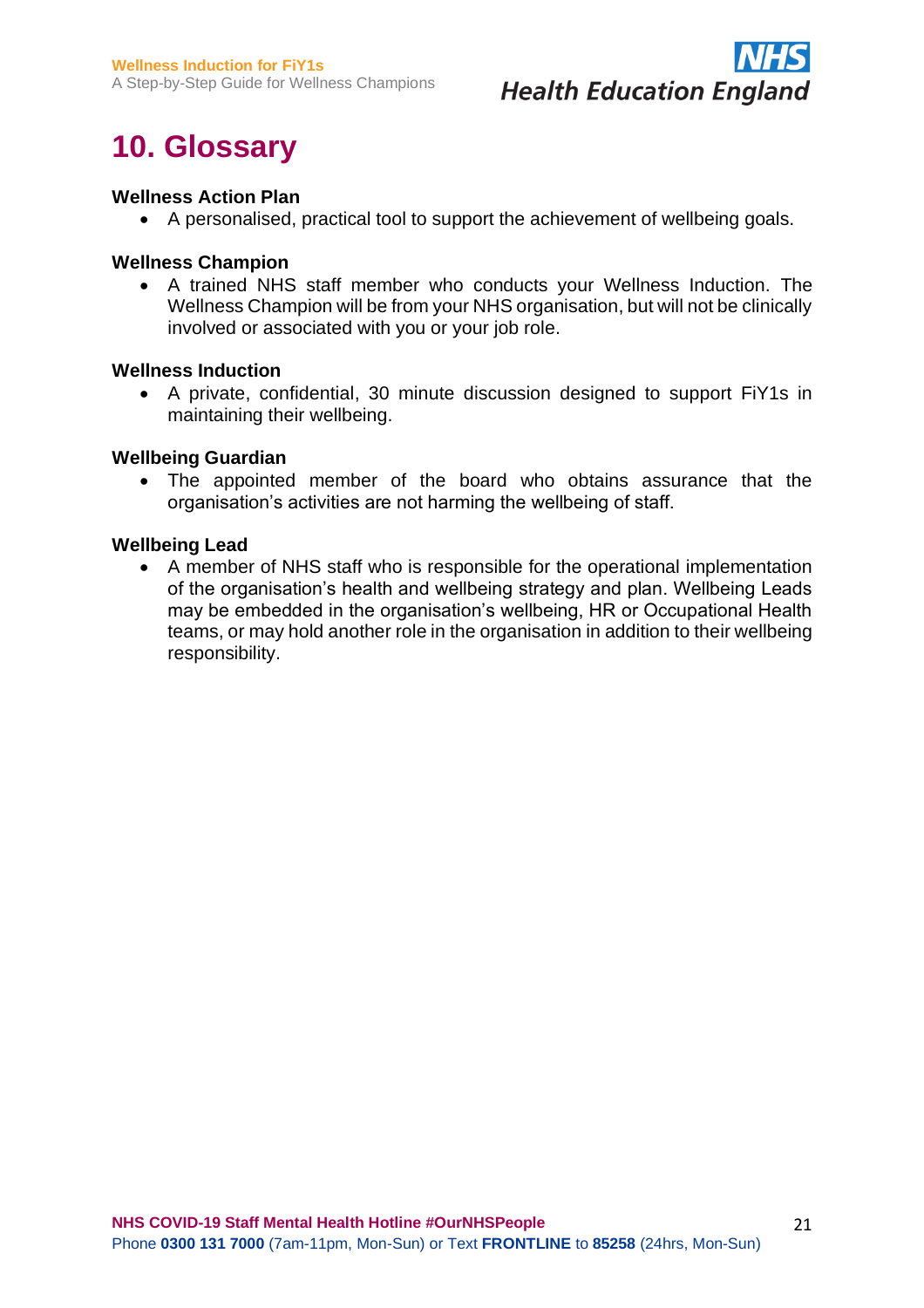# 10. Glossary

**Wellness Action Plan**

- A personalised, practical tool to support the achievement of wellbeing goals.

**Wellness Champion**

- A trained NHS staff member who conducts your Wellness Induction. The Wellness Champion will be from your NHS organisation, but will not be clinically involved or associated with you or your job role.

**Wellness Induction**

- A private, confidential, 30 minute discussion designed to support FiY1s in maintaining their wellbeing.

**Wellbeing Guardian**

- The appointed member of the board who obtains assurance that the organisation's activities are not harming the wellbeing of staff.

**Wellbeing Lead**

- A member of NHS staff who is responsible for the operational implementation of the organisation's health and wellbeing strategy and plan. Wellbeing Leads may be embedded in the organisation's wellbeing, HR or Occupational Health teams, or may hold another role in the organisation in addition to their wellbeing responsibility.